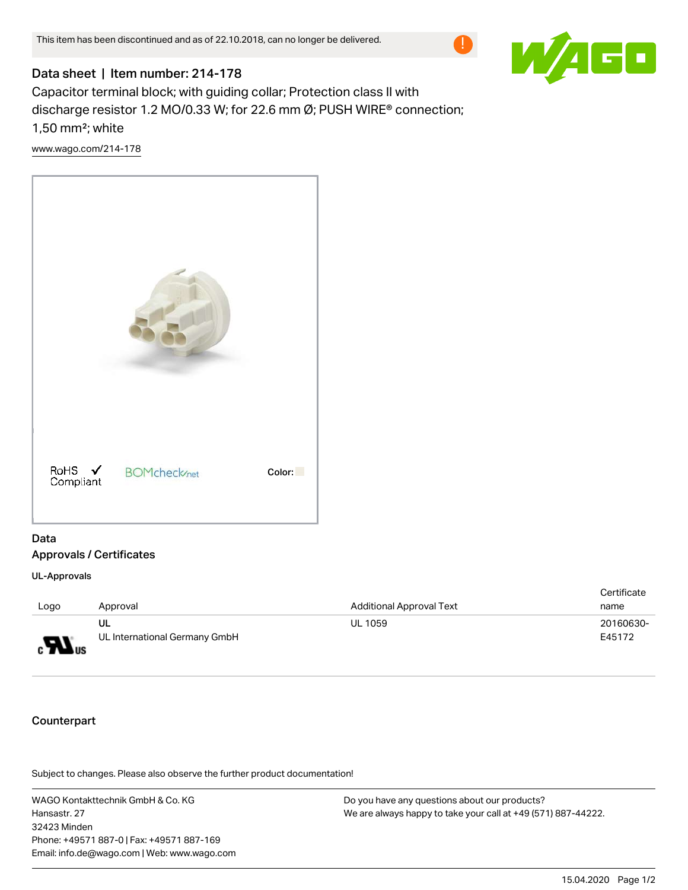This item has been discontinued and as of 22.10.2018, can no longer be delivered.

# Data sheet | Item number: 214-178

Capacitor terminal block; with guiding collar; Protection class II with discharge resistor 1.2 MΩ/0.33 W; for 22.6 mm Ø; PUSH WIRE® connection; 1,50 mm²; white

www.wago.com/214-178

RoHS ✓ Compliant

BOMcheck.net

Color:

## Data

## Approvals / Certificates

### UL-Approvals

| Logo | Approval | Additional Approval Text | Certificate name |
|---|---|---|---|
| c UL us | UL<br>UL International Germany GmbH | UL 1059 | 20160630-E45172 |

## Counterpart

Subject to changes. Please also observe the further product documentation!

WAGO Kontakttechnik GmbH & Co. KG
Hansastr. 27
32423 Minden
Phone: +49571 887-0 | Fax: +49571 887-169
Email: info.de@wago.com | Web: www.wago.com

Do you have any questions about our products?
We are always happy to take your call at +49 (571) 887-44222.

15.04.2020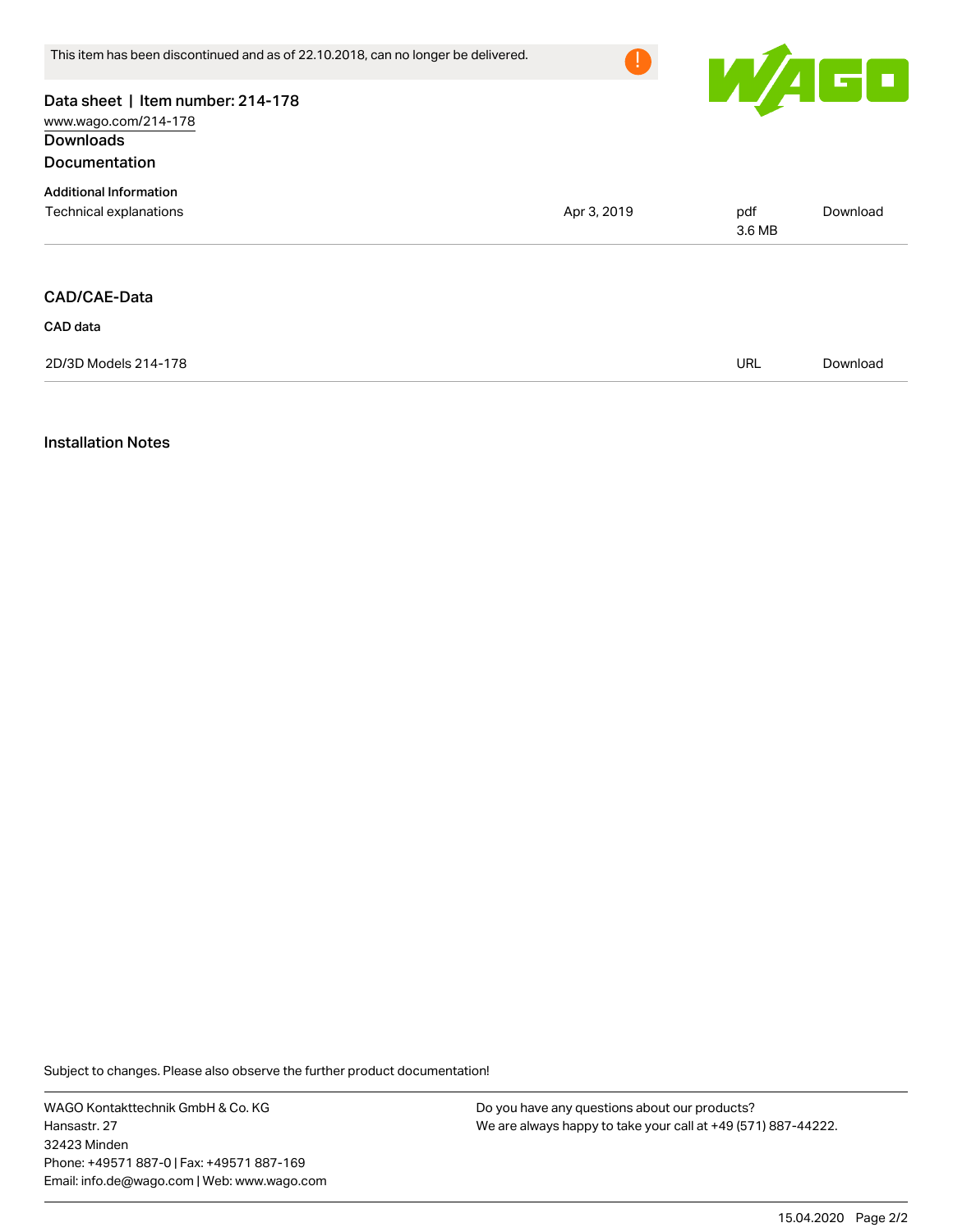This item has been discontinued and as of 22.10.2018, can no longer be delivered.

Data sheet | Item number: 214-178

www.wago.com/214-178

## Downloads

### Documentation

**Additional Information**

| | | | |
|---|---|---|---|
| Technical explanations | Apr 3, 2019 | pdf 3.6 MB | Download |

### CAD/CAE-Data

**CAD data**

| | | |
|---|---|---|
| 2D/3D Models 214-178 | URL | Download |

## Installation Notes

Subject to changes. Please also observe the further product documentation!

WAGO Kontakttechnik GmbH & Co. KG
Hansastr. 27
32423 Minden
Phone: +49571 887-0 | Fax: +49571 887-169
Email: info.de@wago.com | Web: www.wago.com

Do you have any questions about our products?
We are always happy to take your call at +49 (571) 887-44222.

15.04.2020